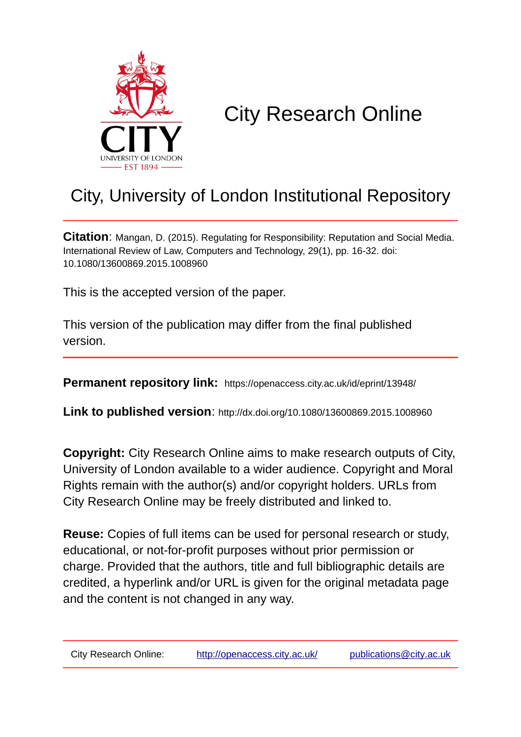# City Research Online

## City, University of London Institutional Repository

**Citation**: Mangan, D. (2015). Regulating for Responsibility: Reputation and Social Media. International Review of Law, Computers and Technology, 29(1), pp. 16-32. doi: 10.1080/13600869.2015.1008960

This is the accepted version of the paper.

This version of the publication may differ from the final published version.

**Permanent repository link:** https://openaccess.city.ac.uk/id/eprint/13948/

**Link to published version**: http://dx.doi.org/10.1080/13600869.2015.1008960

**Copyright:** City Research Online aims to make research outputs of City, University of London available to a wider audience. Copyright and Moral Rights remain with the author(s) and/or copyright holders. URLs from City Research Online may be freely distributed and linked to.

**Reuse:** Copies of full items can be used for personal research or study, educational, or not-for-profit purposes without prior permission or charge. Provided that the authors, title and full bibliographic details are credited, a hyperlink and/or URL is given for the original metadata page and the content is not changed in any way.

| City Research Online: | http://openaccess.city.ac.uk/ | publications@city.ac.uk |
|---|---|---|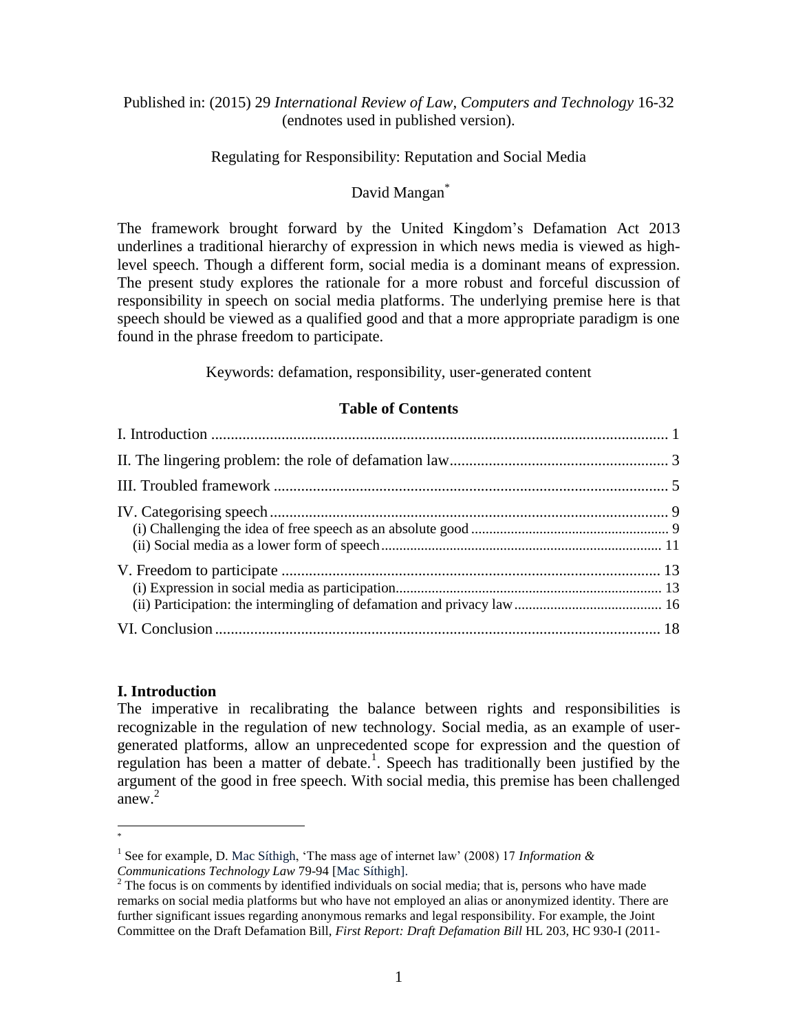Published in: (2015) 29 *International Review of Law, Computers and Technology* 16-32 (endnotes used in published version).

# Regulating for Responsibility: Reputation and Social Media

David Mangan[*]

The framework brought forward by the United Kingdom's Defamation Act 2013 underlines a traditional hierarchy of expression in which news media is viewed as high-level speech. Though a different form, social media is a dominant means of expression. The present study explores the rationale for a more robust and forceful discussion of responsibility in speech on social media platforms. The underlying premise here is that speech should be viewed as a qualified good and that a more appropriate paradigm is one found in the phrase freedom to participate.

Keywords: defamation, responsibility, user-generated content

**Table of Contents**

I. Introduction ..... 1
II. The lingering problem: the role of defamation law ..... 3
III. Troubled framework ..... 5
IV. Categorising speech ..... 9
- (i) Challenging the idea of free speech as an absolute good ..... 9
- (ii) Social media as a lower form of speech ..... 11

V. Freedom to participate ..... 13
- (i) Expression in social media as participation ..... 13
- (ii) Participation: the intermingling of defamation and privacy law ..... 16

VI. Conclusion ..... 18

## I. Introduction

The imperative in recalibrating the balance between rights and responsibilities is recognizable in the regulation of new technology. Social media, as an example of user-generated platforms, allow an unprecedented scope for expression and the question of regulation has been a matter of debate.[1]. Speech has traditionally been justified by the argument of the good in free speech. With social media, this premise has been challenged anew.[2]

---

[*]

[1] See for example, D. Mac Síthigh, 'The mass age of internet law' (2008) 17 *Information & Communications Technology Law* 79-94 [Mac Síthigh].

[2] The focus is on comments by identified individuals on social media; that is, persons who have made remarks on social media platforms but who have not employed an alias or anonymized identity. There are further significant issues regarding anonymous remarks and legal responsibility. For example, the Joint Committee on the Draft Defamation Bill, *First Report: Draft Defamation Bill* HL 203, HC 930-I (2011-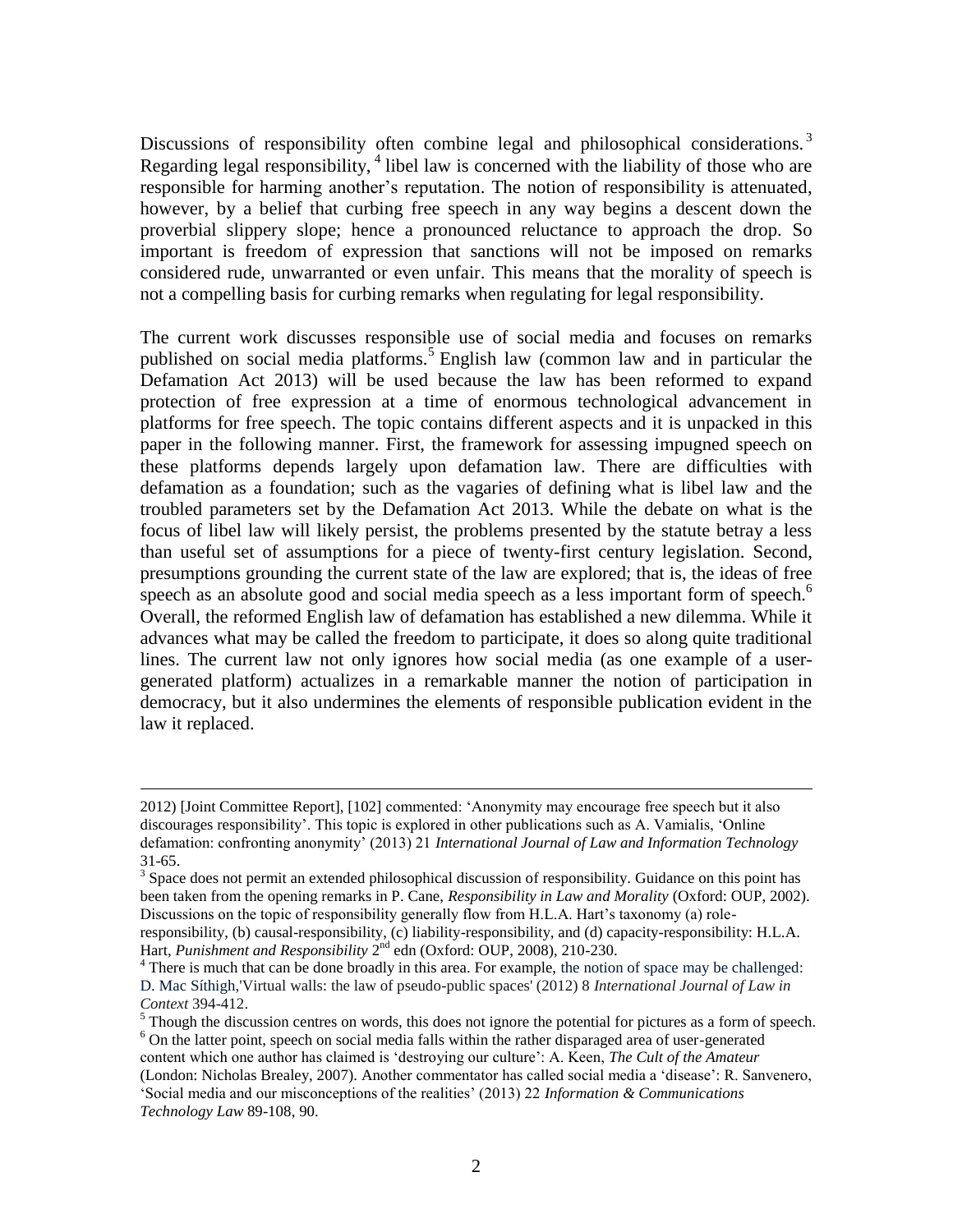Discussions of responsibility often combine legal and philosophical considerations.[3] Regarding legal responsibility,[4] libel law is concerned with the liability of those who are responsible for harming another's reputation. The notion of responsibility is attenuated, however, by a belief that curbing free speech in any way begins a descent down the proverbial slippery slope; hence a pronounced reluctance to approach the drop. So important is freedom of expression that sanctions will not be imposed on remarks considered rude, unwarranted or even unfair. This means that the morality of speech is not a compelling basis for curbing remarks when regulating for legal responsibility.

The current work discusses responsible use of social media and focuses on remarks published on social media platforms.[5] English law (common law and in particular the Defamation Act 2013) will be used because the law has been reformed to expand protection of free expression at a time of enormous technological advancement in platforms for free speech. The topic contains different aspects and it is unpacked in this paper in the following manner. First, the framework for assessing impugned speech on these platforms depends largely upon defamation law. There are difficulties with defamation as a foundation; such as the vagaries of defining what is libel law and the troubled parameters set by the Defamation Act 2013. While the debate on what is the focus of libel law will likely persist, the problems presented by the statute betray a less than useful set of assumptions for a piece of twenty-first century legislation. Second, presumptions grounding the current state of the law are explored; that is, the ideas of free speech as an absolute good and social media speech as a less important form of speech.[6] Overall, the reformed English law of defamation has established a new dilemma. While it advances what may be called the freedom to participate, it does so along quite traditional lines. The current law not only ignores how social media (as one example of a user-generated platform) actualizes in a remarkable manner the notion of participation in democracy, but it also undermines the elements of responsible publication evident in the law it replaced.

---

2012) [Joint Committee Report], [102] commented: 'Anonymity may encourage free speech but it also discourages responsibility'. This topic is explored in other publications such as A. Vamialis, 'Online defamation: confronting anonymity' (2013) 21 *International Journal of Law and Information Technology* 31-65.

[3] Space does not permit an extended philosophical discussion of responsibility. Guidance on this point has been taken from the opening remarks in P. Cane, *Responsibility in Law and Morality* (Oxford: OUP, 2002). Discussions on the topic of responsibility generally flow from H.L.A. Hart's taxonomy (a) role-responsibility, (b) causal-responsibility, (c) liability-responsibility, and (d) capacity-responsibility: H.L.A. Hart, *Punishment and Responsibility* 2nd edn (Oxford: OUP, 2008), 210-230.

[4] There is much that can be done broadly in this area. For example, the notion of space may be challenged: D. Mac Síthigh,'Virtual walls: the law of pseudo-public spaces' (2012) 8 *International Journal of Law in Context* 394-412.

[5] Though the discussion centres on words, this does not ignore the potential for pictures as a form of speech.

[6] On the latter point, speech on social media falls within the rather disparaged area of user-generated content which one author has claimed is 'destroying our culture': A. Keen, *The Cult of the Amateur* (London: Nicholas Brealey, 2007). Another commentator has called social media a 'disease': R. Sanvenero, 'Social media and our misconceptions of the realities' (2013) 22 *Information & Communications Technology Law* 89-108, 90.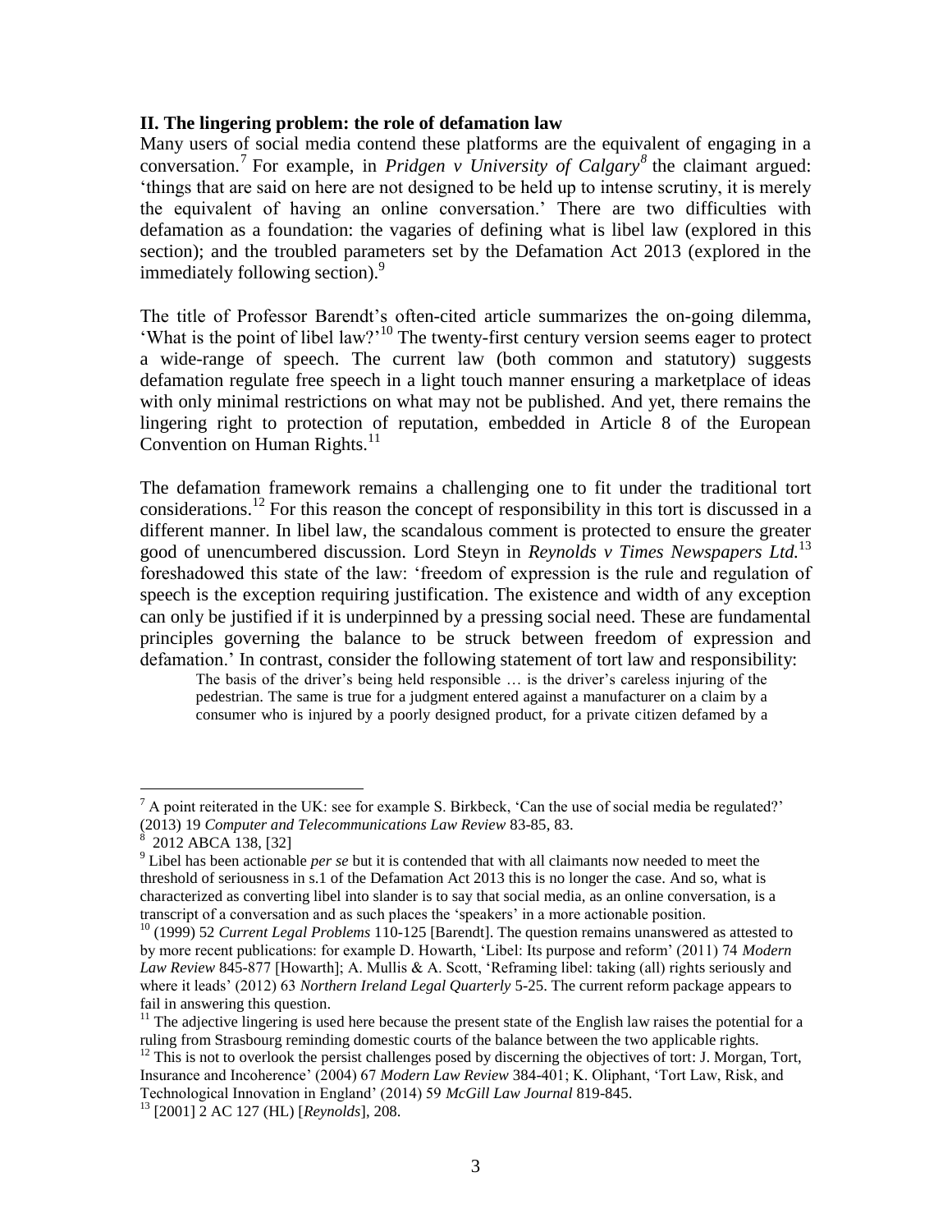## II. The lingering problem: the role of defamation law

Many users of social media contend these platforms are the equivalent of engaging in a conversation.[7] For example, in *Pridgen v University of Calgary*[8] the claimant argued: 'things that are said on here are not designed to be held up to intense scrutiny, it is merely the equivalent of having an online conversation.' There are two difficulties with defamation as a foundation: the vagaries of defining what is libel law (explored in this section); and the troubled parameters set by the Defamation Act 2013 (explored in the immediately following section).[9]

The title of Professor Barendt's often-cited article summarizes the on-going dilemma, 'What is the point of libel law?'[10] The twenty-first century version seems eager to protect a wide-range of speech. The current law (both common and statutory) suggests defamation regulate free speech in a light touch manner ensuring a marketplace of ideas with only minimal restrictions on what may not be published. And yet, there remains the lingering right to protection of reputation, embedded in Article 8 of the European Convention on Human Rights.[11]

The defamation framework remains a challenging one to fit under the traditional tort considerations.[12] For this reason the concept of responsibility in this tort is discussed in a different manner. In libel law, the scandalous comment is protected to ensure the greater good of unencumbered discussion. Lord Steyn in *Reynolds v Times Newspapers Ltd.*[13] foreshadowed this state of the law: 'freedom of expression is the rule and regulation of speech is the exception requiring justification. The existence and width of any exception can only be justified if it is underpinned by a pressing social need. These are fundamental principles governing the balance to be struck between freedom of expression and defamation.' In contrast, consider the following statement of tort law and responsibility:

> The basis of the driver's being held responsible … is the driver's careless injuring of the pedestrian. The same is true for a judgment entered against a manufacturer on a claim by a consumer who is injured by a poorly designed product, for a private citizen defamed by a

---

[7] A point reiterated in the UK: see for example S. Birkbeck, 'Can the use of social media be regulated?' (2013) 19 *Computer and Telecommunications Law Review* 83-85, 83.

[8] 2012 ABCA 138, [32]

[9] Libel has been actionable *per se* but it is contended that with all claimants now needed to meet the threshold of seriousness in s.1 of the Defamation Act 2013 this is no longer the case. And so, what is characterized as converting libel into slander is to say that social media, as an online conversation, is a transcript of a conversation and as such places the 'speakers' in a more actionable position.

[10] (1999) 52 *Current Legal Problems* 110-125 [Barendt]. The question remains unanswered as attested to by more recent publications: for example D. Howarth, 'Libel: Its purpose and reform' (2011) 74 *Modern Law Review* 845-877 [Howarth]; A. Mullis & A. Scott, 'Reframing libel: taking (all) rights seriously and where it leads' (2012) 63 *Northern Ireland Legal Quarterly* 5-25. The current reform package appears to fail in answering this question.

[11] The adjective lingering is used here because the present state of the English law raises the potential for a ruling from Strasbourg reminding domestic courts of the balance between the two applicable rights.

[12] This is not to overlook the persist challenges posed by discerning the objectives of tort: J. Morgan, Tort, Insurance and Incoherence' (2004) 67 *Modern Law Review* 384-401; K. Oliphant, 'Tort Law, Risk, and Technological Innovation in England' (2014) 59 *McGill Law Journal* 819-845.

[13] [2001] 2 AC 127 (HL) [*Reynolds*], 208.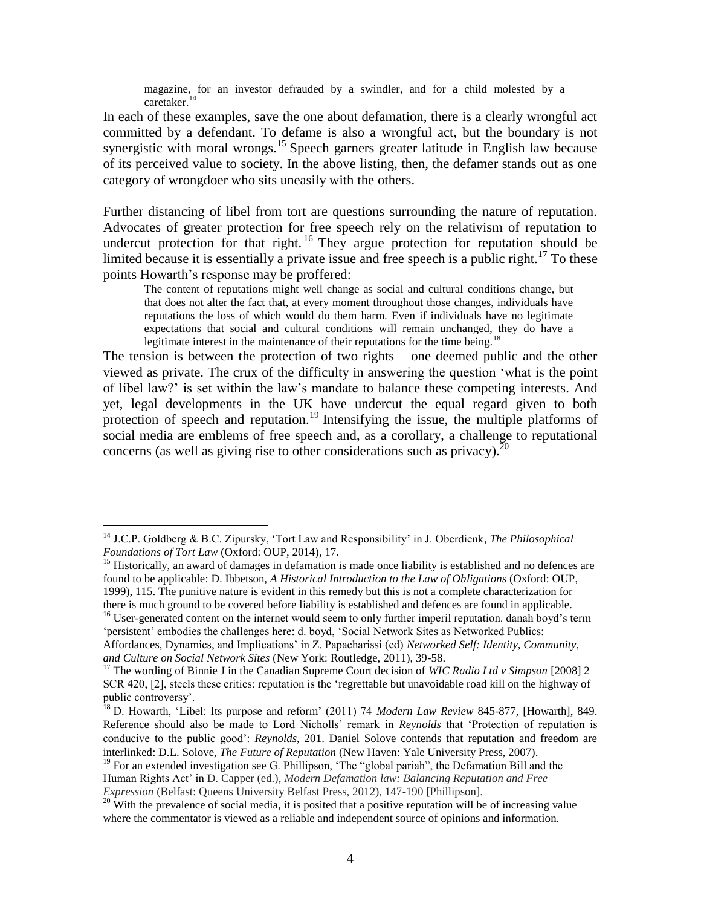> magazine, for an investor defrauded by a swindler, and for a child molested by a caretaker.[14]

In each of these examples, save the one about defamation, there is a clearly wrongful act committed by a defendant. To defame is also a wrongful act, but the boundary is not synergistic with moral wrongs.[15] Speech garners greater latitude in English law because of its perceived value to society. In the above listing, then, the defamer stands out as one category of wrongdoer who sits uneasily with the others.

Further distancing of libel from tort are questions surrounding the nature of reputation. Advocates of greater protection for free speech rely on the relativism of reputation to undercut protection for that right.[16] They argue protection for reputation should be limited because it is essentially a private issue and free speech is a public right.[17] To these points Howarth's response may be proffered:

> The content of reputations might well change as social and cultural conditions change, but that does not alter the fact that, at every moment throughout those changes, individuals have reputations the loss of which would do them harm. Even if individuals have no legitimate expectations that social and cultural conditions will remain unchanged, they do have a legitimate interest in the maintenance of their reputations for the time being.[18]

The tension is between the protection of two rights – one deemed public and the other viewed as private. The crux of the difficulty in answering the question 'what is the point of libel law?' is set within the law's mandate to balance these competing interests. And yet, legal developments in the UK have undercut the equal regard given to both protection of speech and reputation.[19] Intensifying the issue, the multiple platforms of social media are emblems of free speech and, as a corollary, a challenge to reputational concerns (as well as giving rise to other considerations such as privacy).[20]

---

[14] J.C.P. Goldberg & B.C. Zipursky, 'Tort Law and Responsibility' in J. Oberdienk, *The Philosophical Foundations of Tort Law* (Oxford: OUP, 2014), 17.

[15] Historically, an award of damages in defamation is made once liability is established and no defences are found to be applicable: D. Ibbetson, *A Historical Introduction to the Law of Obligations* (Oxford: OUP, 1999), 115. The punitive nature is evident in this remedy but this is not a complete characterization for there is much ground to be covered before liability is established and defences are found in applicable.

[16] User-generated content on the internet would seem to only further imperil reputation. danah boyd's term 'persistent' embodies the challenges here: d. boyd, 'Social Network Sites as Networked Publics: Affordances, Dynamics, and Implications' in Z. Papacharissi (ed) *Networked Self: Identity, Community, and Culture on Social Network Sites* (New York: Routledge, 2011), 39-58.

[17] The wording of Binnie J in the Canadian Supreme Court decision of *WIC Radio Ltd v Simpson* [2008] 2 SCR 420, [2], steels these critics: reputation is the 'regrettable but unavoidable road kill on the highway of public controversy'.

[18] D. Howarth, 'Libel: Its purpose and reform' (2011) 74 *Modern Law Review* 845-877, [Howarth], 849. Reference should also be made to Lord Nicholls' remark in *Reynolds* that 'Protection of reputation is conducive to the public good': *Reynolds*, 201. Daniel Solove contends that reputation and freedom are interlinked: D.L. Solove, *The Future of Reputation* (New Haven: Yale University Press, 2007).

[19] For an extended investigation see G. Phillipson, 'The "global pariah", the Defamation Bill and the Human Rights Act' in D. Capper (ed.), *Modern Defamation law: Balancing Reputation and Free Expression* (Belfast: Queens University Belfast Press, 2012), 147-190 [Phillipson].

[20] With the prevalence of social media, it is posited that a positive reputation will be of increasing value where the commentator is viewed as a reliable and independent source of opinions and information.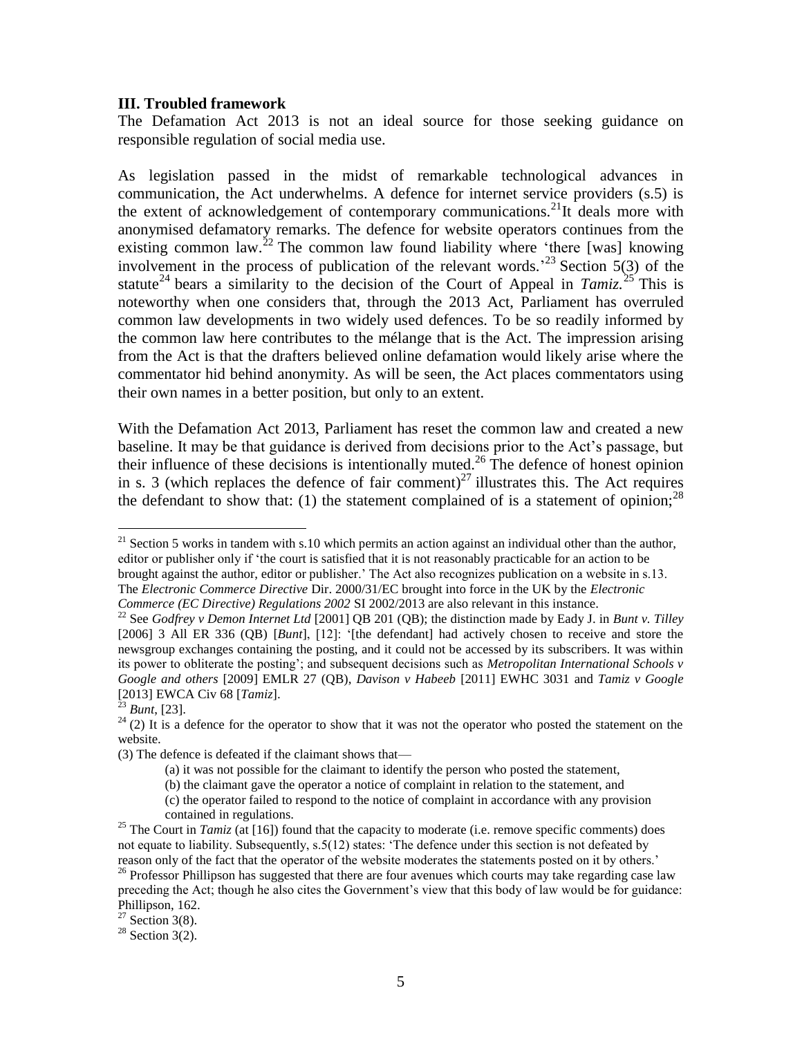### III. Troubled framework

The Defamation Act 2013 is not an ideal source for those seeking guidance on responsible regulation of social media use.

As legislation passed in the midst of remarkable technological advances in communication, the Act underwhelms. A defence for internet service providers (s.5) is the extent of acknowledgement of contemporary communications.[21]It deals more with anonymised defamatory remarks. The defence for website operators continues from the existing common law.[22] The common law found liability where 'there [was] knowing involvement in the process of publication of the relevant words.'[23] Section 5(3) of the statute[24] bears a similarity to the decision of the Court of Appeal in *Tamiz.*[25] This is noteworthy when one considers that, through the 2013 Act, Parliament has overruled common law developments in two widely used defences. To be so readily informed by the common law here contributes to the mélange that is the Act. The impression arising from the Act is that the drafters believed online defamation would likely arise where the commentator hid behind anonymity. As will be seen, the Act places commentators using their own names in a better position, but only to an extent.

With the Defamation Act 2013, Parliament has reset the common law and created a new baseline. It may be that guidance is derived from decisions prior to the Act's passage, but their influence of these decisions is intentionally muted.[26] The defence of honest opinion in s. 3 (which replaces the defence of fair comment)[27] illustrates this. The Act requires the defendant to show that: (1) the statement complained of is a statement of opinion;[28]

---

[21] Section 5 works in tandem with s.10 which permits an action against an individual other than the author, editor or publisher only if 'the court is satisfied that it is not reasonably practicable for an action to be brought against the author, editor or publisher.' The Act also recognizes publication on a website in s.13. The *Electronic Commerce Directive* Dir. 2000/31/EC brought into force in the UK by the *Electronic Commerce (EC Directive) Regulations 2002* SI 2002/2013 are also relevant in this instance.

[22] See *Godfrey v Demon Internet Ltd* [2001] QB 201 (QB); the distinction made by Eady J. in *Bunt v. Tilley* [2006] 3 All ER 336 (QB) [*Bunt*], [12]: '[the defendant] had actively chosen to receive and store the newsgroup exchanges containing the posting, and it could not be accessed by its subscribers. It was within its power to obliterate the posting'; and subsequent decisions such as *Metropolitan International Schools v Google and others* [2009] EMLR 27 (QB), *Davison v Habeeb* [2011] EWHC 3031 and *Tamiz v Google* [2013] EWCA Civ 68 [*Tamiz*].

[23] *Bunt*, [23].

[24] (2) It is a defence for the operator to show that it was not the operator who posted the statement on the website.

(3) The defence is defeated if the claimant shows that—

(a) it was not possible for the claimant to identify the person who posted the statement,

(b) the claimant gave the operator a notice of complaint in relation to the statement, and

(c) the operator failed to respond to the notice of complaint in accordance with any provision contained in regulations.

[25] The Court in *Tamiz* (at [16]) found that the capacity to moderate (i.e. remove specific comments) does not equate to liability. Subsequently, s.5(12) states: 'The defence under this section is not defeated by reason only of the fact that the operator of the website moderates the statements posted on it by others.'

[26] Professor Phillipson has suggested that there are four avenues which courts may take regarding case law preceding the Act; though he also cites the Government's view that this body of law would be for guidance: Phillipson, 162.

[27] Section 3(8).

[28] Section 3(2).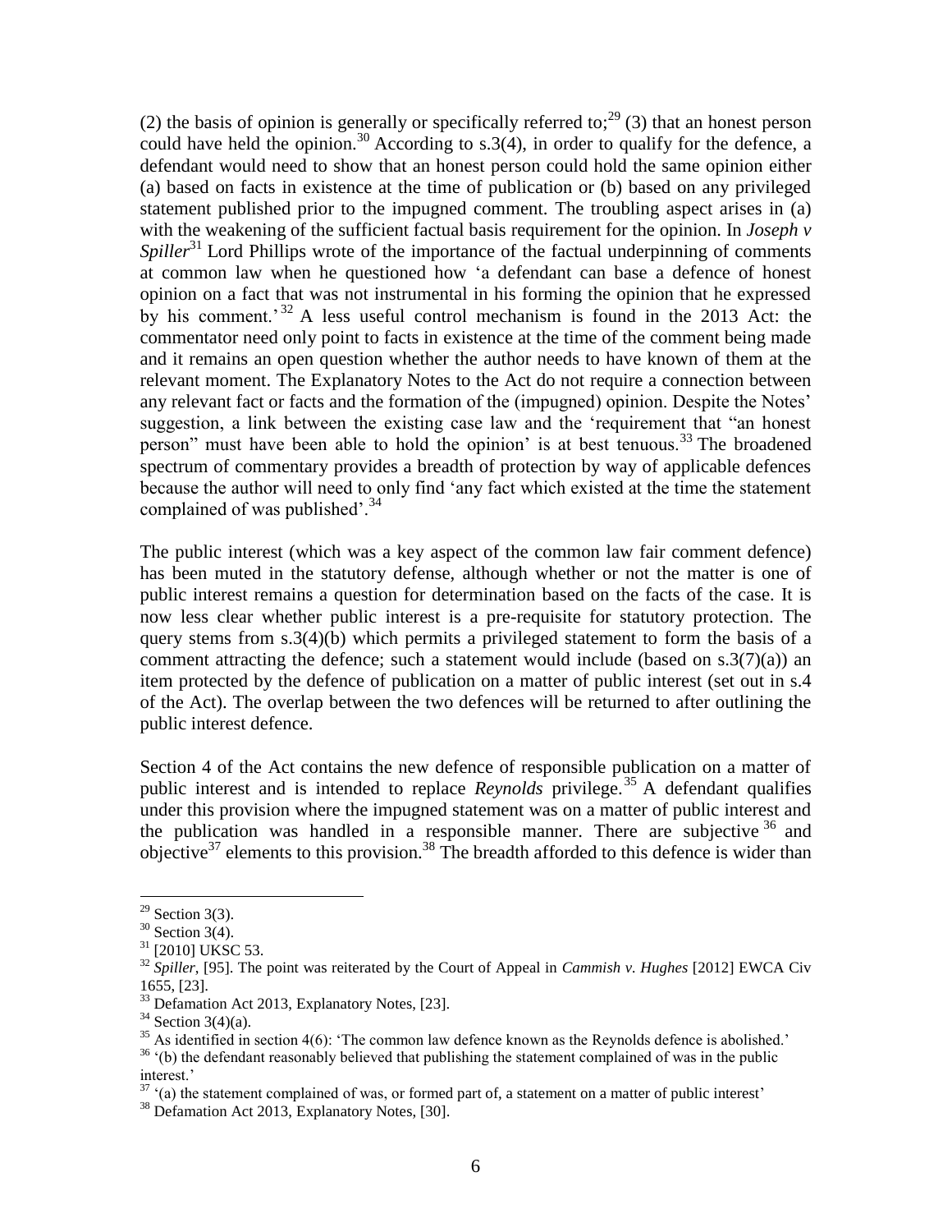(2) the basis of opinion is generally or specifically referred to;[29] (3) that an honest person could have held the opinion.[30] According to s.3(4), in order to qualify for the defence, a defendant would need to show that an honest person could hold the same opinion either (a) based on facts in existence at the time of publication or (b) based on any privileged statement published prior to the impugned comment. The troubling aspect arises in (a) with the weakening of the sufficient factual basis requirement for the opinion. In *Joseph v Spiller*[31] Lord Phillips wrote of the importance of the factual underpinning of comments at common law when he questioned how 'a defendant can base a defence of honest opinion on a fact that was not instrumental in his forming the opinion that he expressed by his comment.'[32] A less useful control mechanism is found in the 2013 Act: the commentator need only point to facts in existence at the time of the comment being made and it remains an open question whether the author needs to have known of them at the relevant moment. The Explanatory Notes to the Act do not require a connection between any relevant fact or facts and the formation of the (impugned) opinion. Despite the Notes' suggestion, a link between the existing case law and the 'requirement that "an honest person" must have been able to hold the opinion' is at best tenuous.[33] The broadened spectrum of commentary provides a breadth of protection by way of applicable defences because the author will need to only find 'any fact which existed at the time the statement complained of was published'.[34]

The public interest (which was a key aspect of the common law fair comment defence) has been muted in the statutory defense, although whether or not the matter is one of public interest remains a question for determination based on the facts of the case. It is now less clear whether public interest is a pre-requisite for statutory protection. The query stems from s.3(4)(b) which permits a privileged statement to form the basis of a comment attracting the defence; such a statement would include (based on s.3(7)(a)) an item protected by the defence of publication on a matter of public interest (set out in s.4 of the Act). The overlap between the two defences will be returned to after outlining the public interest defence.

Section 4 of the Act contains the new defence of responsible publication on a matter of public interest and is intended to replace *Reynolds* privilege.[35] A defendant qualifies under this provision where the impugned statement was on a matter of public interest and the publication was handled in a responsible manner. There are subjective[36] and objective[37] elements to this provision.[38] The breadth afforded to this defence is wider than

---

[29] Section 3(3).

[30] Section 3(4).

[31] [2010] UKSC 53.

[32] *Spiller*, [95]. The point was reiterated by the Court of Appeal in *Cammish v. Hughes* [2012] EWCA Civ 1655, [23].

[33] Defamation Act 2013, Explanatory Notes, [23].

[34] Section 3(4)(a).

[35] As identified in section 4(6): 'The common law defence known as the Reynolds defence is abolished.'

[36] '(b) the defendant reasonably believed that publishing the statement complained of was in the public interest.'

[37] '(a) the statement complained of was, or formed part of, a statement on a matter of public interest'

[38] Defamation Act 2013, Explanatory Notes, [30].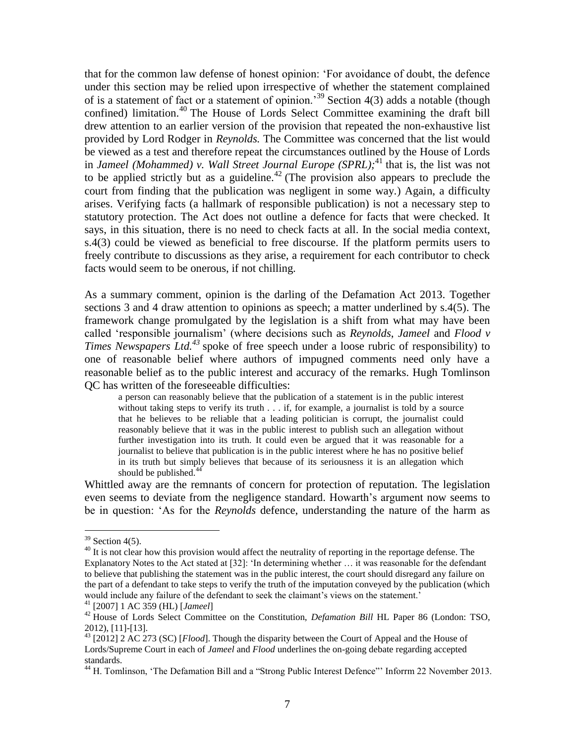that for the common law defense of honest opinion: 'For avoidance of doubt, the defence under this section may be relied upon irrespective of whether the statement complained of is a statement of fact or a statement of opinion.'[39] Section 4(3) adds a notable (though confined) limitation.[40] The House of Lords Select Committee examining the draft bill drew attention to an earlier version of the provision that repeated the non-exhaustive list provided by Lord Rodger in *Reynolds.* The Committee was concerned that the list would be viewed as a test and therefore repeat the circumstances outlined by the House of Lords in *Jameel (Mohammed) v. Wall Street Journal Europe (SPRL);*[41] that is, the list was not to be applied strictly but as a guideline.[42] (The provision also appears to preclude the court from finding that the publication was negligent in some way.) Again, a difficulty arises. Verifying facts (a hallmark of responsible publication) is not a necessary step to statutory protection. The Act does not outline a defence for facts that were checked. It says, in this situation, there is no need to check facts at all. In the social media context, s.4(3) could be viewed as beneficial to free discourse. If the platform permits users to freely contribute to discussions as they arise, a requirement for each contributor to check facts would seem to be onerous, if not chilling.

As a summary comment, opinion is the darling of the Defamation Act 2013. Together sections 3 and 4 draw attention to opinions as speech; a matter underlined by s.4(5). The framework change promulgated by the legislation is a shift from what may have been called 'responsible journalism' (where decisions such as *Reynolds*, *Jameel* and *Flood v Times Newspapers Ltd.*[43] spoke of free speech under a loose rubric of responsibility) to one of reasonable belief where authors of impugned comments need only have a reasonable belief as to the public interest and accuracy of the remarks. Hugh Tomlinson QC has written of the foreseeable difficulties:

> a person can reasonably believe that the publication of a statement is in the public interest without taking steps to verify its truth . . . if, for example, a journalist is told by a source that he believes to be reliable that a leading politician is corrupt, the journalist could reasonably believe that it was in the public interest to publish such an allegation without further investigation into its truth. It could even be argued that it was reasonable for a journalist to believe that publication is in the public interest where he has no positive belief in its truth but simply believes that because of its seriousness it is an allegation which should be published.[44]

Whittled away are the remnants of concern for protection of reputation. The legislation even seems to deviate from the negligence standard. Howarth's argument now seems to be in question: 'As for the *Reynolds* defence, understanding the nature of the harm as

---

[39] Section 4(5).

[40] It is not clear how this provision would affect the neutrality of reporting in the reportage defense. The Explanatory Notes to the Act stated at [32]: 'In determining whether … it was reasonable for the defendant to believe that publishing the statement was in the public interest, the court should disregard any failure on the part of a defendant to take steps to verify the truth of the imputation conveyed by the publication (which would include any failure of the defendant to seek the claimant's views on the statement.'

[41] [2007] 1 AC 359 (HL) [*Jameel*]

[42] House of Lords Select Committee on the Constitution, *Defamation Bill* HL Paper 86 (London: TSO, 2012), [11]-[13].

[43] [2012] 2 AC 273 (SC) [*Flood*]. Though the disparity between the Court of Appeal and the House of Lords/Supreme Court in each of *Jameel* and *Flood* underlines the on-going debate regarding accepted standards.

[44] H. Tomlinson, 'The Defamation Bill and a "Strong Public Interest Defence"' Inforrm 22 November 2013.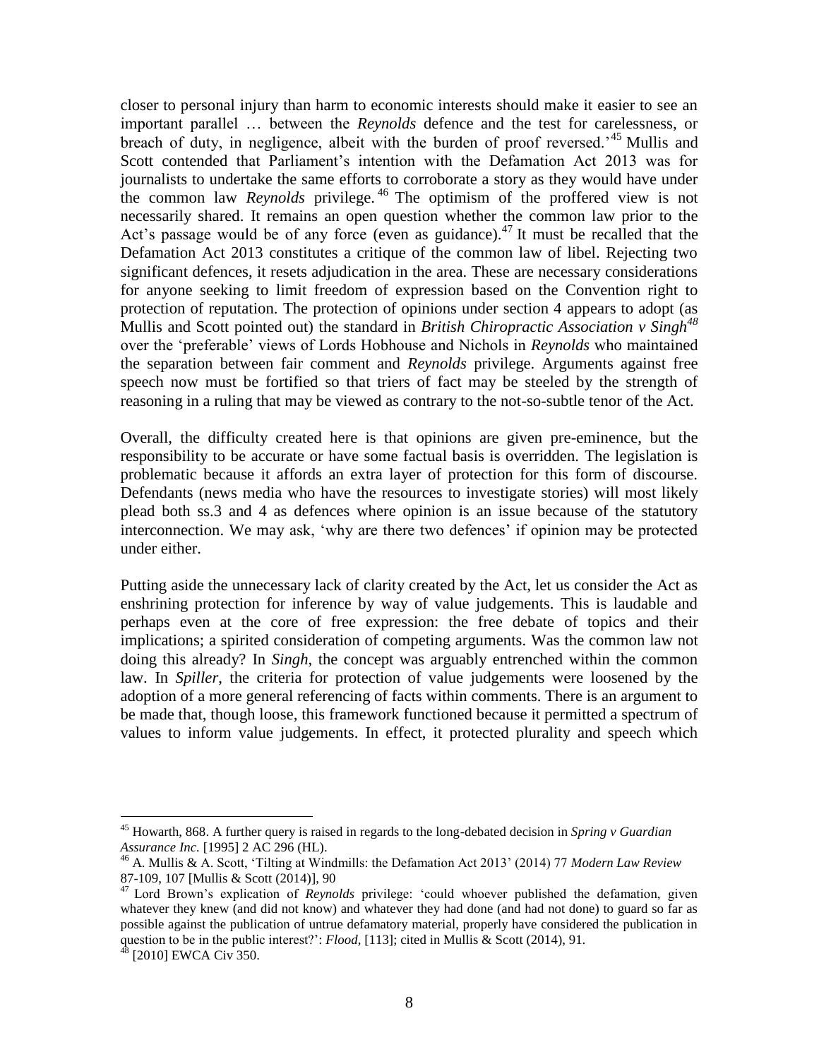closer to personal injury than harm to economic interests should make it easier to see an important parallel … between the *Reynolds* defence and the test for carelessness, or breach of duty, in negligence, albeit with the burden of proof reversed.'[45] Mullis and Scott contended that Parliament's intention with the Defamation Act 2013 was for journalists to undertake the same efforts to corroborate a story as they would have under the common law *Reynolds* privilege.[46] The optimism of the proffered view is not necessarily shared. It remains an open question whether the common law prior to the Act's passage would be of any force (even as guidance).[47] It must be recalled that the Defamation Act 2013 constitutes a critique of the common law of libel. Rejecting two significant defences, it resets adjudication in the area. These are necessary considerations for anyone seeking to limit freedom of expression based on the Convention right to protection of reputation. The protection of opinions under section 4 appears to adopt (as Mullis and Scott pointed out) the standard in *British Chiropractic Association v Singh*[48] over the 'preferable' views of Lords Hobhouse and Nichols in *Reynolds* who maintained the separation between fair comment and *Reynolds* privilege. Arguments against free speech now must be fortified so that triers of fact may be steeled by the strength of reasoning in a ruling that may be viewed as contrary to the not-so-subtle tenor of the Act.

Overall, the difficulty created here is that opinions are given pre-eminence, but the responsibility to be accurate or have some factual basis is overridden. The legislation is problematic because it affords an extra layer of protection for this form of discourse. Defendants (news media who have the resources to investigate stories) will most likely plead both ss.3 and 4 as defences where opinion is an issue because of the statutory interconnection. We may ask, 'why are there two defences' if opinion may be protected under either.

Putting aside the unnecessary lack of clarity created by the Act, let us consider the Act as enshrining protection for inference by way of value judgements. This is laudable and perhaps even at the core of free expression: the free debate of topics and their implications; a spirited consideration of competing arguments. Was the common law not doing this already? In *Singh*, the concept was arguably entrenched within the common law. In *Spiller*, the criteria for protection of value judgements were loosened by the adoption of a more general referencing of facts within comments. There is an argument to be made that, though loose, this framework functioned because it permitted a spectrum of values to inform value judgements. In effect, it protected plurality and speech which

---

[45] Howarth, 868. A further query is raised in regards to the long-debated decision in *Spring v Guardian Assurance Inc.* [1995] 2 AC 296 (HL).

[46] A. Mullis & A. Scott, 'Tilting at Windmills: the Defamation Act 2013' (2014) 77 *Modern Law Review* 87-109, 107 [Mullis & Scott (2014)], 90

[47] Lord Brown's explication of *Reynolds* privilege: 'could whoever published the defamation, given whatever they knew (and did not know) and whatever they had done (and had not done) to guard so far as possible against the publication of untrue defamatory material, properly have considered the publication in question to be in the public interest?': *Flood,* [113]; cited in Mullis & Scott (2014), 91.

[48] [2010] EWCA Civ 350.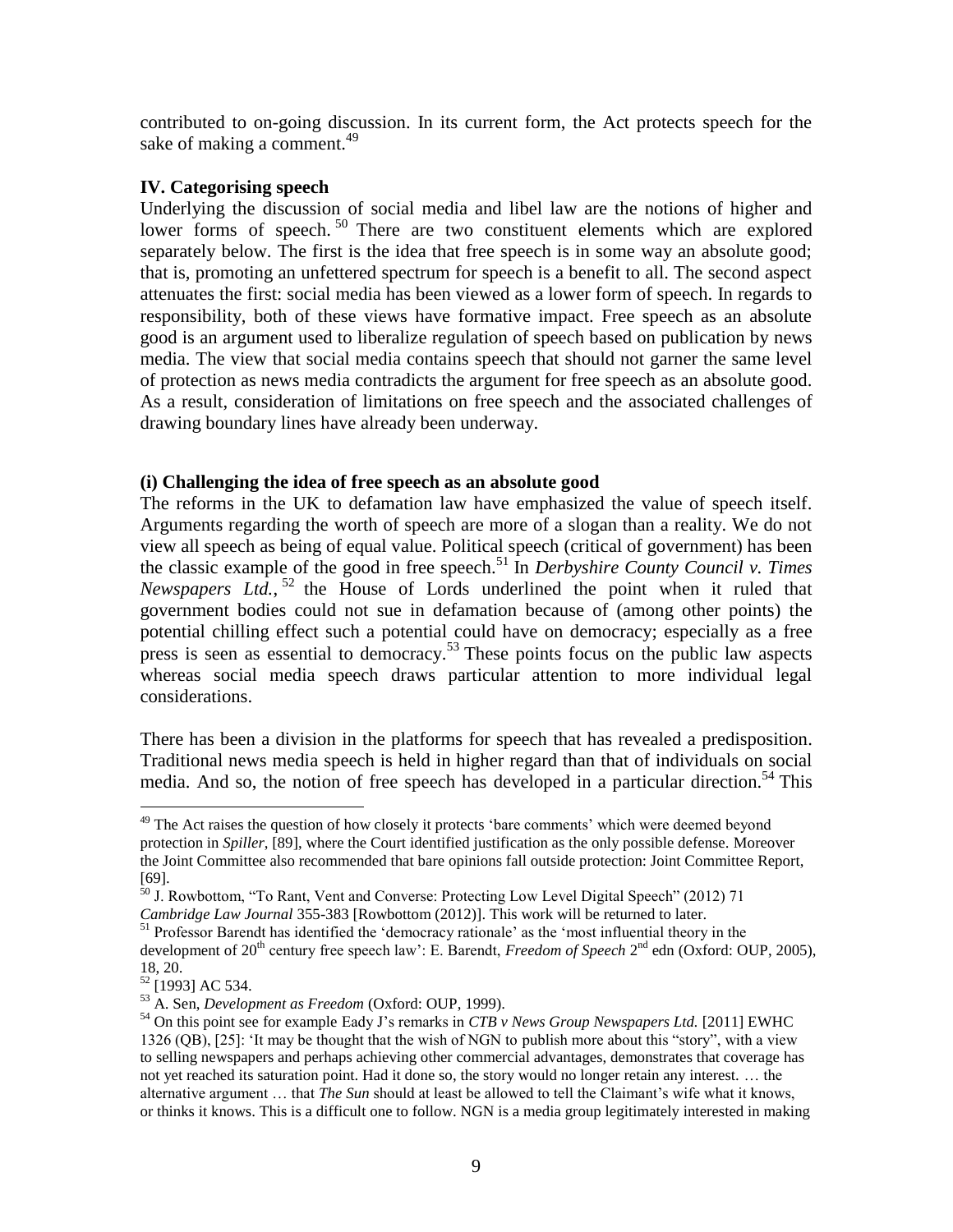contributed to on-going discussion. In its current form, the Act protects speech for the sake of making a comment.[49]

### IV. Categorising speech

Underlying the discussion of social media and libel law are the notions of higher and lower forms of speech.[50] There are two constituent elements which are explored separately below. The first is the idea that free speech is in some way an absolute good; that is, promoting an unfettered spectrum for speech is a benefit to all. The second aspect attenuates the first: social media has been viewed as a lower form of speech. In regards to responsibility, both of these views have formative impact. Free speech as an absolute good is an argument used to liberalize regulation of speech based on publication by news media. The view that social media contains speech that should not garner the same level of protection as news media contradicts the argument for free speech as an absolute good. As a result, consideration of limitations on free speech and the associated challenges of drawing boundary lines have already been underway.

#### (i) Challenging the idea of free speech as an absolute good

The reforms in the UK to defamation law have emphasized the value of speech itself. Arguments regarding the worth of speech are more of a slogan than a reality. We do not view all speech as being of equal value. Political speech (critical of government) has been the classic example of the good in free speech.[51] In *Derbyshire County Council v. Times Newspapers Ltd.*,[52] the House of Lords underlined the point when it ruled that government bodies could not sue in defamation because of (among other points) the potential chilling effect such a potential could have on democracy; especially as a free press is seen as essential to democracy.[53] These points focus on the public law aspects whereas social media speech draws particular attention to more individual legal considerations.

There has been a division in the platforms for speech that has revealed a predisposition. Traditional news media speech is held in higher regard than that of individuals on social media. And so, the notion of free speech has developed in a particular direction.[54] This

---

[49] The Act raises the question of how closely it protects 'bare comments' which were deemed beyond protection in *Spiller*, [89], where the Court identified justification as the only possible defense. Moreover the Joint Committee also recommended that bare opinions fall outside protection: Joint Committee Report, [69].

[50] J. Rowbottom, "To Rant, Vent and Converse: Protecting Low Level Digital Speech" (2012) 71 *Cambridge Law Journal* 355-383 [Rowbottom (2012)]. This work will be returned to later.

[51] Professor Barendt has identified the 'democracy rationale' as the 'most influential theory in the development of 20th century free speech law': E. Barendt, *Freedom of Speech* 2nd edn (Oxford: OUP, 2005), 18, 20.

[52] [1993] AC 534.

[53] A. Sen, *Development as Freedom* (Oxford: OUP, 1999).

[54] On this point see for example Eady J's remarks in *CTB v News Group Newspapers Ltd.* [2011] EWHC 1326 (QB), [25]: 'It may be thought that the wish of NGN to publish more about this "story", with a view to selling newspapers and perhaps achieving other commercial advantages, demonstrates that coverage has not yet reached its saturation point. Had it done so, the story would no longer retain any interest. … the alternative argument … that *The Sun* should at least be allowed to tell the Claimant's wife what it knows, or thinks it knows. This is a difficult one to follow. NGN is a media group legitimately interested in making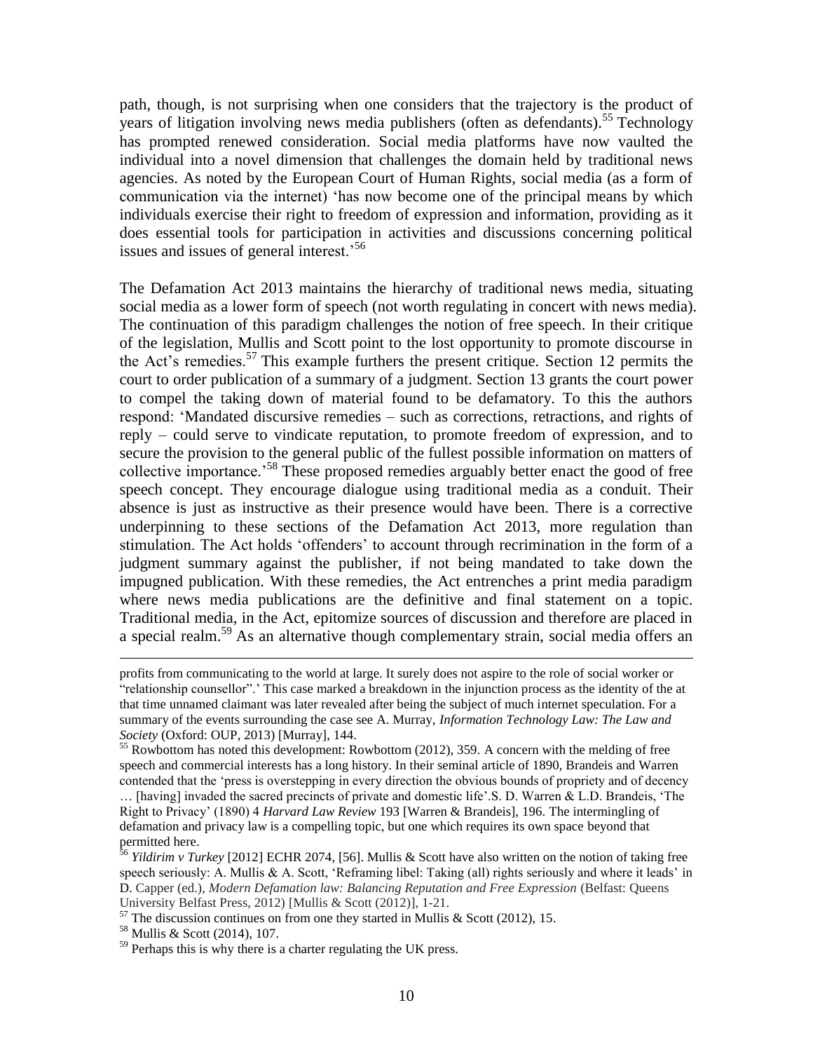path, though, is not surprising when one considers that the trajectory is the product of years of litigation involving news media publishers (often as defendants).[55] Technology has prompted renewed consideration. Social media platforms have now vaulted the individual into a novel dimension that challenges the domain held by traditional news agencies. As noted by the European Court of Human Rights, social media (as a form of communication via the internet) 'has now become one of the principal means by which individuals exercise their right to freedom of expression and information, providing as it does essential tools for participation in activities and discussions concerning political issues and issues of general interest.'[56]

The Defamation Act 2013 maintains the hierarchy of traditional news media, situating social media as a lower form of speech (not worth regulating in concert with news media). The continuation of this paradigm challenges the notion of free speech. In their critique of the legislation, Mullis and Scott point to the lost opportunity to promote discourse in the Act's remedies.[57] This example furthers the present critique. Section 12 permits the court to order publication of a summary of a judgment. Section 13 grants the court power to compel the taking down of material found to be defamatory. To this the authors respond: 'Mandated discursive remedies – such as corrections, retractions, and rights of reply – could serve to vindicate reputation, to promote freedom of expression, and to secure the provision to the general public of the fullest possible information on matters of collective importance.'[58] These proposed remedies arguably better enact the good of free speech concept. They encourage dialogue using traditional media as a conduit. Their absence is just as instructive as their presence would have been. There is a corrective underpinning to these sections of the Defamation Act 2013, more regulation than stimulation. The Act holds 'offenders' to account through recrimination in the form of a judgment summary against the publisher, if not being mandated to take down the impugned publication. With these remedies, the Act entrenches a print media paradigm where news media publications are the definitive and final statement on a topic. Traditional media, in the Act, epitomize sources of discussion and therefore are placed in a special realm.[59] As an alternative though complementary strain, social media offers an

---

profits from communicating to the world at large. It surely does not aspire to the role of social worker or "relationship counsellor".' This case marked a breakdown in the injunction process as the identity of the at that time unnamed claimant was later revealed after being the subject of much internet speculation. For a summary of the events surrounding the case see A. Murray, *Information Technology Law: The Law and Society* (Oxford: OUP, 2013) [Murray], 144.

[55] Rowbottom has noted this development: Rowbottom (2012), 359. A concern with the melding of free speech and commercial interests has a long history. In their seminal article of 1890, Brandeis and Warren contended that the 'press is overstepping in every direction the obvious bounds of propriety and of decency … [having] invaded the sacred precincts of private and domestic life'.S. D. Warren & L.D. Brandeis, 'The Right to Privacy' (1890) 4 *Harvard Law Review* 193 [Warren & Brandeis], 196. The intermingling of defamation and privacy law is a compelling topic, but one which requires its own space beyond that permitted here.

[56] *Yildirim v Turkey* [2012] ECHR 2074, [56]. Mullis & Scott have also written on the notion of taking free speech seriously: A. Mullis & A. Scott, 'Reframing libel: Taking (all) rights seriously and where it leads' in D. Capper (ed.), *Modern Defamation law: Balancing Reputation and Free Expression* (Belfast: Queens University Belfast Press, 2012) [Mullis & Scott (2012)], 1-21.

[57] The discussion continues on from one they started in Mullis & Scott (2012), 15.

[58] Mullis & Scott (2014), 107.

[59] Perhaps this is why there is a charter regulating the UK press.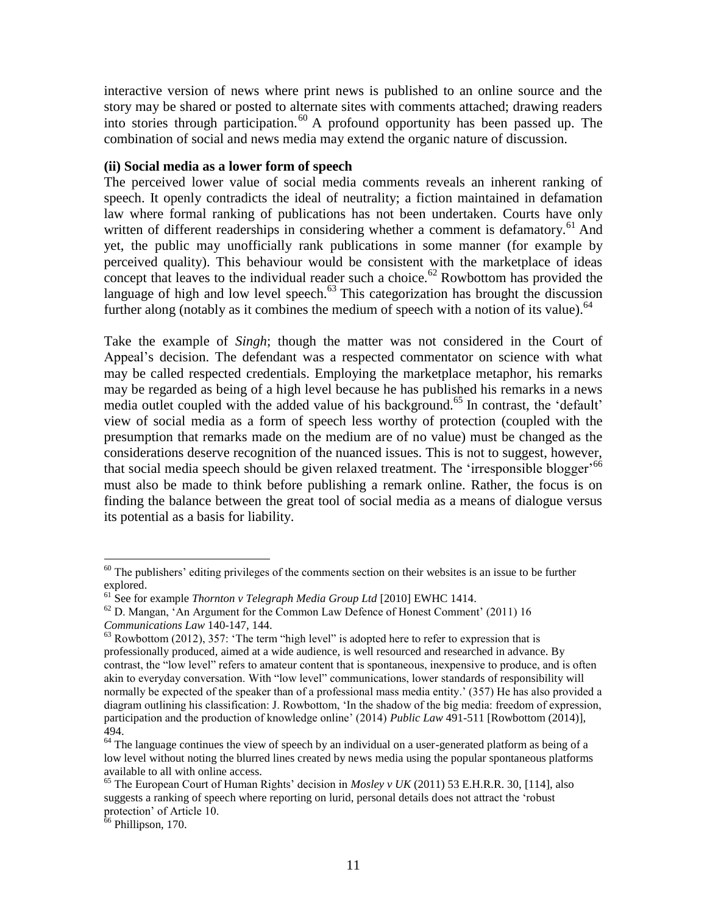interactive version of news where print news is published to an online source and the story may be shared or posted to alternate sites with comments attached; drawing readers into stories through participation.[60] A profound opportunity has been passed up. The combination of social and news media may extend the organic nature of discussion.

**(ii) Social media as a lower form of speech**

The perceived lower value of social media comments reveals an inherent ranking of speech. It openly contradicts the ideal of neutrality; a fiction maintained in defamation law where formal ranking of publications has not been undertaken. Courts have only written of different readerships in considering whether a comment is defamatory.[61] And yet, the public may unofficially rank publications in some manner (for example by perceived quality). This behaviour would be consistent with the marketplace of ideas concept that leaves to the individual reader such a choice.[62] Rowbottom has provided the language of high and low level speech.[63] This categorization has brought the discussion further along (notably as it combines the medium of speech with a notion of its value).[64]

Take the example of *Singh*; though the matter was not considered in the Court of Appeal's decision. The defendant was a respected commentator on science with what may be called respected credentials. Employing the marketplace metaphor, his remarks may be regarded as being of a high level because he has published his remarks in a news media outlet coupled with the added value of his background.[65] In contrast, the 'default' view of social media as a form of speech less worthy of protection (coupled with the presumption that remarks made on the medium are of no value) must be changed as the considerations deserve recognition of the nuanced issues. This is not to suggest, however, that social media speech should be given relaxed treatment. The 'irresponsible blogger'[66] must also be made to think before publishing a remark online. Rather, the focus is on finding the balance between the great tool of social media as a means of dialogue versus its potential as a basis for liability.

---

[60] The publishers' editing privileges of the comments section on their websites is an issue to be further explored.

[61] See for example *Thornton v Telegraph Media Group Ltd* [2010] EWHC 1414.

[62] D. Mangan, 'An Argument for the Common Law Defence of Honest Comment' (2011) 16 *Communications Law* 140-147, 144.

[63] Rowbottom (2012), 357: 'The term "high level" is adopted here to refer to expression that is professionally produced, aimed at a wide audience, is well resourced and researched in advance. By contrast, the "low level" refers to amateur content that is spontaneous, inexpensive to produce, and is often akin to everyday conversation. With "low level" communications, lower standards of responsibility will normally be expected of the speaker than of a professional mass media entity.' (357) He has also provided a diagram outlining his classification: J. Rowbottom, 'In the shadow of the big media: freedom of expression, participation and the production of knowledge online' (2014) *Public Law* 491-511 [Rowbottom (2014)], 494.

[64] The language continues the view of speech by an individual on a user-generated platform as being of a low level without noting the blurred lines created by news media using the popular spontaneous platforms available to all with online access.

[65] The European Court of Human Rights' decision in *Mosley v UK* (2011) 53 E.H.R.R. 30, [114], also suggests a ranking of speech where reporting on lurid, personal details does not attract the 'robust protection' of Article 10.

[66] Phillipson, 170.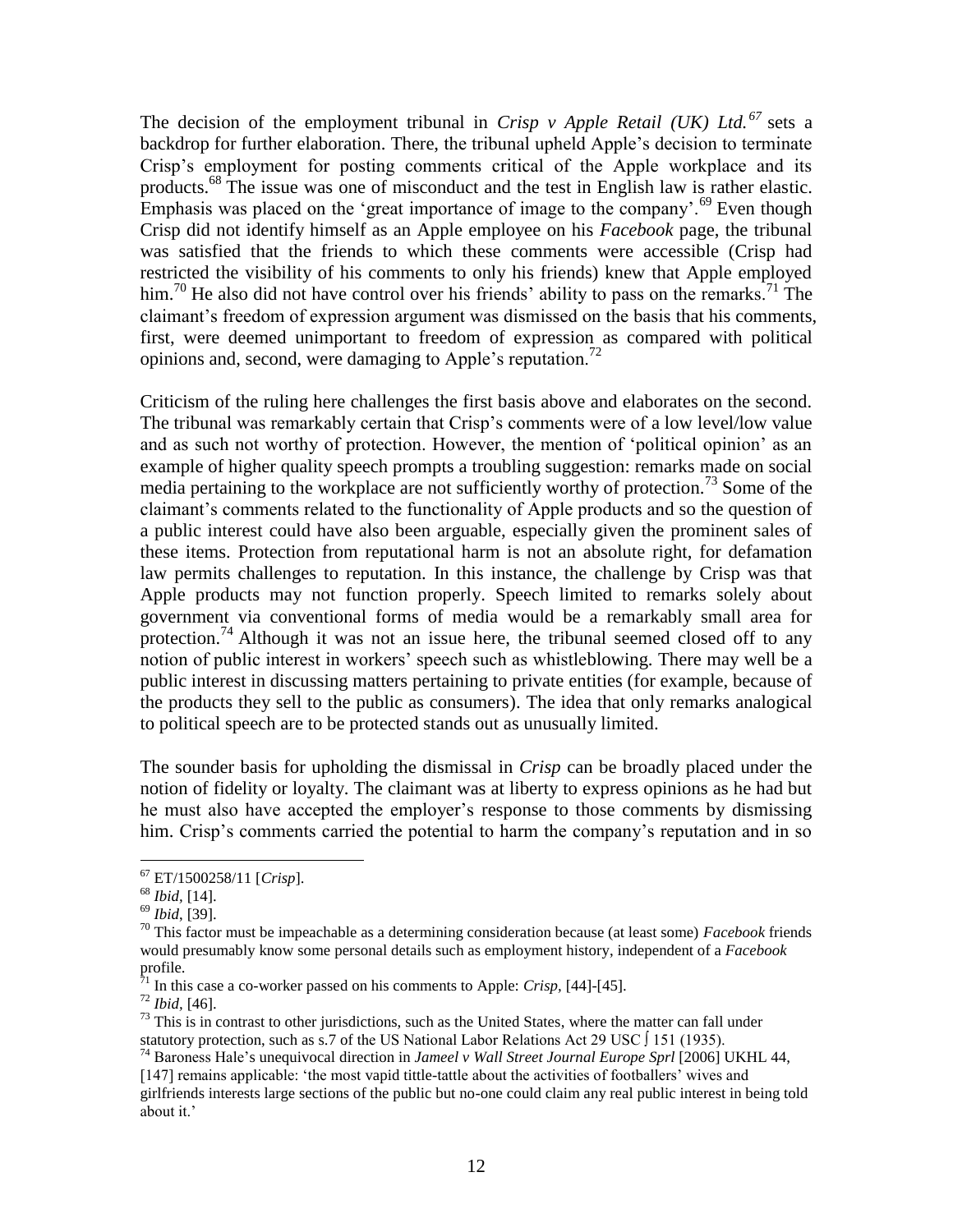The decision of the employment tribunal in *Crisp v Apple Retail (UK) Ltd.*[67] sets a backdrop for further elaboration. There, the tribunal upheld Apple's decision to terminate Crisp's employment for posting comments critical of the Apple workplace and its products.[68] The issue was one of misconduct and the test in English law is rather elastic. Emphasis was placed on the 'great importance of image to the company'.[69] Even though Crisp did not identify himself as an Apple employee on his *Facebook* page, the tribunal was satisfied that the friends to which these comments were accessible (Crisp had restricted the visibility of his comments to only his friends) knew that Apple employed him.[70] He also did not have control over his friends' ability to pass on the remarks.[71] The claimant's freedom of expression argument was dismissed on the basis that his comments, first, were deemed unimportant to freedom of expression as compared with political opinions and, second, were damaging to Apple's reputation.[72]

Criticism of the ruling here challenges the first basis above and elaborates on the second. The tribunal was remarkably certain that Crisp's comments were of a low level/low value and as such not worthy of protection. However, the mention of 'political opinion' as an example of higher quality speech prompts a troubling suggestion: remarks made on social media pertaining to the workplace are not sufficiently worthy of protection.[73] Some of the claimant's comments related to the functionality of Apple products and so the question of a public interest could have also been arguable, especially given the prominent sales of these items. Protection from reputational harm is not an absolute right, for defamation law permits challenges to reputation. In this instance, the challenge by Crisp was that Apple products may not function properly. Speech limited to remarks solely about government via conventional forms of media would be a remarkably small area for protection.[74] Although it was not an issue here, the tribunal seemed closed off to any notion of public interest in workers' speech such as whistleblowing. There may well be a public interest in discussing matters pertaining to private entities (for example, because of the products they sell to the public as consumers). The idea that only remarks analogical to political speech are to be protected stands out as unusually limited.

The sounder basis for upholding the dismissal in *Crisp* can be broadly placed under the notion of fidelity or loyalty. The claimant was at liberty to express opinions as he had but he must also have accepted the employer's response to those comments by dismissing him. Crisp's comments carried the potential to harm the company's reputation and in so

---

[67] ET/1500258/11 [*Crisp*].

[68] *Ibid*, [14].

[69] *Ibid*, [39].

[70] This factor must be impeachable as a determining consideration because (at least some) *Facebook* friends would presumably know some personal details such as employment history, independent of a *Facebook* profile.

[71] In this case a co-worker passed on his comments to Apple: *Crisp*, [44]-[45].

[72] *Ibid*, [46].

[73] This is in contrast to other jurisdictions, such as the United States, where the matter can fall under statutory protection, such as s.7 of the US National Labor Relations Act 29 USC ∫ 151 (1935).

[74] Baroness Hale's unequivocal direction in *Jameel v Wall Street Journal Europe Sprl* [2006] UKHL 44, [147] remains applicable: 'the most vapid tittle-tattle about the activities of footballers' wives and girlfriends interests large sections of the public but no-one could claim any real public interest in being told about it.'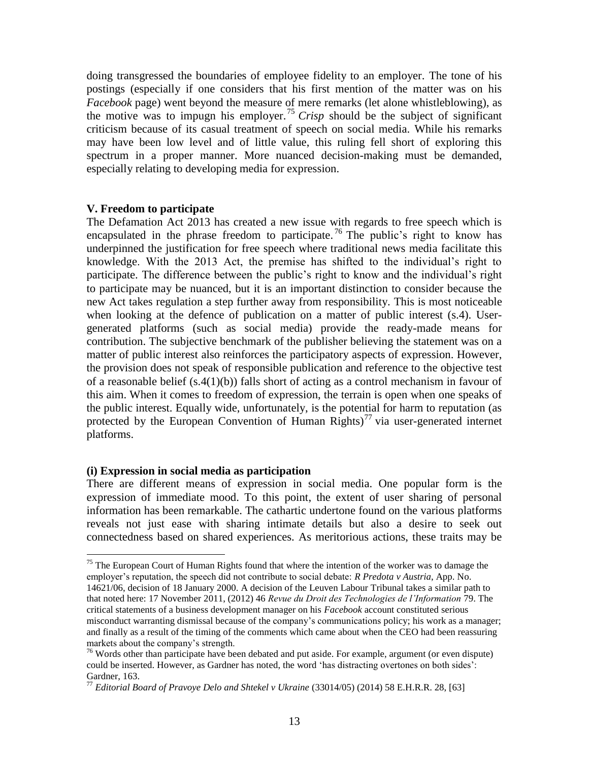doing transgressed the boundaries of employee fidelity to an employer. The tone of his postings (especially if one considers that his first mention of the matter was on his *Facebook* page) went beyond the measure of mere remarks (let alone whistleblowing), as the motive was to impugn his employer.[75] *Crisp* should be the subject of significant criticism because of its casual treatment of speech on social media. While his remarks may have been low level and of little value, this ruling fell short of exploring this spectrum in a proper manner. More nuanced decision-making must be demanded, especially relating to developing media for expression.

## V. Freedom to participate

The Defamation Act 2013 has created a new issue with regards to free speech which is encapsulated in the phrase freedom to participate.[76] The public's right to know has underpinned the justification for free speech where traditional news media facilitate this knowledge. With the 2013 Act, the premise has shifted to the individual's right to participate. The difference between the public's right to know and the individual's right to participate may be nuanced, but it is an important distinction to consider because the new Act takes regulation a step further away from responsibility. This is most noticeable when looking at the defence of publication on a matter of public interest (s.4). User-generated platforms (such as social media) provide the ready-made means for contribution. The subjective benchmark of the publisher believing the statement was on a matter of public interest also reinforces the participatory aspects of expression. However, the provision does not speak of responsible publication and reference to the objective test of a reasonable belief (s.4(1)(b)) falls short of acting as a control mechanism in favour of this aim. When it comes to freedom of expression, the terrain is open when one speaks of the public interest. Equally wide, unfortunately, is the potential for harm to reputation (as protected by the European Convention of Human Rights)[77] via user-generated internet platforms.

### (i) Expression in social media as participation

There are different means of expression in social media. One popular form is the expression of immediate mood. To this point, the extent of user sharing of personal information has been remarkable. The cathartic undertone found on the various platforms reveals not just ease with sharing intimate details but also a desire to seek out connectedness based on shared experiences. As meritorious actions, these traits may be

---

[75] The European Court of Human Rights found that where the intention of the worker was to damage the employer's reputation, the speech did not contribute to social debate: *R Predota v Austria*, App. No. 14621/06, decision of 18 January 2000. A decision of the Leuven Labour Tribunal takes a similar path to that noted here: 17 November 2011, (2012) 46 *Revue du Droit des Technologies de l'Information* 79. The critical statements of a business development manager on his *Facebook* account constituted serious misconduct warranting dismissal because of the company's communications policy; his work as a manager; and finally as a result of the timing of the comments which came about when the CEO had been reassuring markets about the company's strength.

[76] Words other than participate have been debated and put aside. For example, argument (or even dispute) could be inserted. However, as Gardner has noted, the word 'has distracting overtones on both sides': Gardner, 163.

[77] *Editorial Board of Pravoye Delo and Shtekel v Ukraine* (33014/05) (2014) 58 E.H.R.R. 28, [63]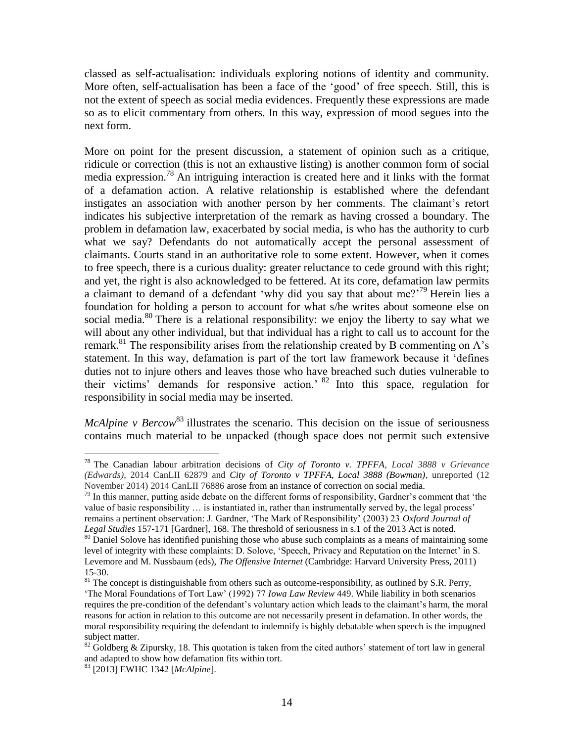classed as self-actualisation: individuals exploring notions of identity and community. More often, self-actualisation has been a face of the 'good' of free speech. Still, this is not the extent of speech as social media evidences. Frequently these expressions are made so as to elicit commentary from others. In this way, expression of mood segues into the next form.

More on point for the present discussion, a statement of opinion such as a critique, ridicule or correction (this is not an exhaustive listing) is another common form of social media expression.[78] An intriguing interaction is created here and it links with the format of a defamation action. A relative relationship is established where the defendant instigates an association with another person by her comments. The claimant's retort indicates his subjective interpretation of the remark as having crossed a boundary. The problem in defamation law, exacerbated by social media, is who has the authority to curb what we say? Defendants do not automatically accept the personal assessment of claimants. Courts stand in an authoritative role to some extent. However, when it comes to free speech, there is a curious duality: greater reluctance to cede ground with this right; and yet, the right is also acknowledged to be fettered. At its core, defamation law permits a claimant to demand of a defendant 'why did you say that about me?'[79] Herein lies a foundation for holding a person to account for what s/he writes about someone else on social media.[80] There is a relational responsibility: we enjoy the liberty to say what we will about any other individual, but that individual has a right to call us to account for the remark.[81] The responsibility arises from the relationship created by B commenting on A's statement. In this way, defamation is part of the tort law framework because it 'defines duties not to injure others and leaves those who have breached such duties vulnerable to their victims' demands for responsive action.'[82] Into this space, regulation for responsibility in social media may be inserted.

*McAlpine v Bercow*[83] illustrates the scenario. This decision on the issue of seriousness contains much material to be unpacked (though space does not permit such extensive

---

[78] The Canadian labour arbitration decisions of *City of Toronto v. TPFFA, Local 3888 v Grievance (Edwards)*, 2014 CanLII 62879 and *City of Toronto v TPFFA, Local 3888 (Bowman)*, unreported (12 November 2014) 2014 CanLII 76886 arose from an instance of correction on social media.

[79] In this manner, putting aside debate on the different forms of responsibility, Gardner's comment that 'the value of basic responsibility … is instantiated in, rather than instrumentally served by, the legal process' remains a pertinent observation: J. Gardner, 'The Mark of Responsibility' (2003) 23 *Oxford Journal of Legal Studies* 157-171 [Gardner], 168. The threshold of seriousness in s.1 of the 2013 Act is noted.

[80] Daniel Solove has identified punishing those who abuse such complaints as a means of maintaining some level of integrity with these complaints: D. Solove, 'Speech, Privacy and Reputation on the Internet' in S. Levemore and M. Nussbaum (eds), *The Offensive Internet* (Cambridge: Harvard University Press, 2011) 15-30.

[81] The concept is distinguishable from others such as outcome-responsibility, as outlined by S.R. Perry, 'The Moral Foundations of Tort Law' (1992) 77 *Iowa Law Review* 449. While liability in both scenarios requires the pre-condition of the defendant's voluntary action which leads to the claimant's harm, the moral reasons for action in relation to this outcome are not necessarily present in defamation. In other words, the moral responsibility requiring the defendant to indemnify is highly debatable when speech is the impugned subject matter.

[82] Goldberg & Zipursky, 18. This quotation is taken from the cited authors' statement of tort law in general and adapted to show how defamation fits within tort.

[83] [2013] EWHC 1342 [*McAlpine*].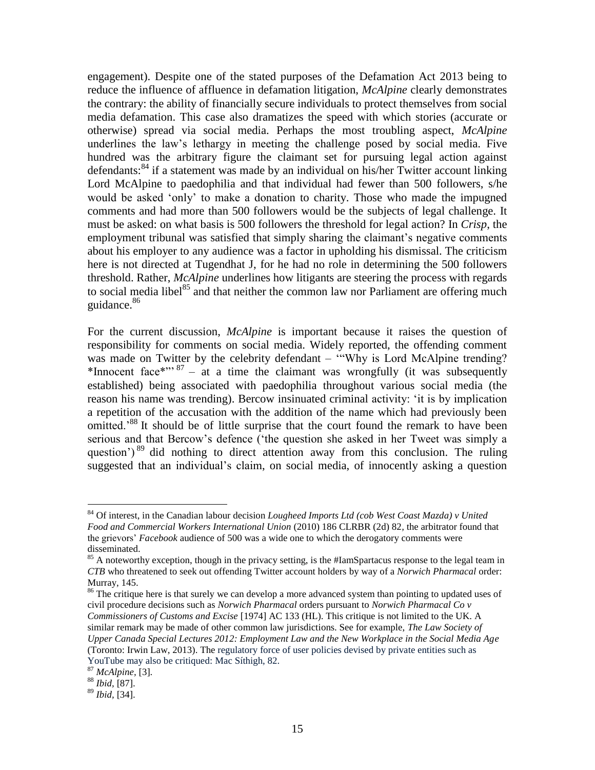engagement). Despite one of the stated purposes of the Defamation Act 2013 being to reduce the influence of affluence in defamation litigation, *McAlpine* clearly demonstrates the contrary: the ability of financially secure individuals to protect themselves from social media defamation. This case also dramatizes the speed with which stories (accurate or otherwise) spread via social media. Perhaps the most troubling aspect, *McAlpine* underlines the law's lethargy in meeting the challenge posed by social media. Five hundred was the arbitrary figure the claimant set for pursuing legal action against defendants:[84] if a statement was made by an individual on his/her Twitter account linking Lord McAlpine to paedophilia and that individual had fewer than 500 followers, s/he would be asked 'only' to make a donation to charity. Those who made the impugned comments and had more than 500 followers would be the subjects of legal challenge. It must be asked: on what basis is 500 followers the threshold for legal action? In *Crisp*, the employment tribunal was satisfied that simply sharing the claimant's negative comments about his employer to any audience was a factor in upholding his dismissal. The criticism here is not directed at Tugendhat J, for he had no role in determining the 500 followers threshold. Rather, *McAlpine* underlines how litigants are steering the process with regards to social media libel[85] and that neither the common law nor Parliament are offering much guidance.[86]

For the current discussion, *McAlpine* is important because it raises the question of responsibility for comments on social media. Widely reported, the offending comment was made on Twitter by the celebrity defendant – '"Why is Lord McAlpine trending? *Innocent face*"'[87] – at a time the claimant was wrongfully (it was subsequently established) being associated with paedophilia throughout various social media (the reason his name was trending). Bercow insinuated criminal activity: 'it is by implication a repetition of the accusation with the addition of the name which had previously been omitted.'[88] It should be of little surprise that the court found the remark to have been serious and that Bercow's defence ('the question she asked in her Tweet was simply a question')[89] did nothing to direct attention away from this conclusion. The ruling suggested that an individual's claim, on social media, of innocently asking a question

---

[84] Of interest, in the Canadian labour decision *Lougheed Imports Ltd (cob West Coast Mazda) v United Food and Commercial Workers International Union* (2010) 186 CLRBR (2d) 82, the arbitrator found that the grievors' *Facebook* audience of 500 was a wide one to which the derogatory comments were disseminated.

[85] A noteworthy exception, though in the privacy setting, is the #IamSpartacus response to the legal team in *CTB* who threatened to seek out offending Twitter account holders by way of a *Norwich Pharmacal* order: Murray, 145.

[86] The critique here is that surely we can develop a more advanced system than pointing to updated uses of civil procedure decisions such as *Norwich Pharmacal* orders pursuant to *Norwich Pharmacal Co v Commissioners of Customs and Excise* [1974] AC 133 (HL). This critique is not limited to the UK. A similar remark may be made of other common law jurisdictions. See for example, *The Law Society of Upper Canada Special Lectures 2012: Employment Law and the New Workplace in the Social Media Age* (Toronto: Irwin Law, 2013). The regulatory force of user policies devised by private entities such as YouTube may also be critiqued: Mac Síthigh, 82.

[87] *McAlpine*, [3].

[88] *Ibid*, [87].

[89] *Ibid*, [34].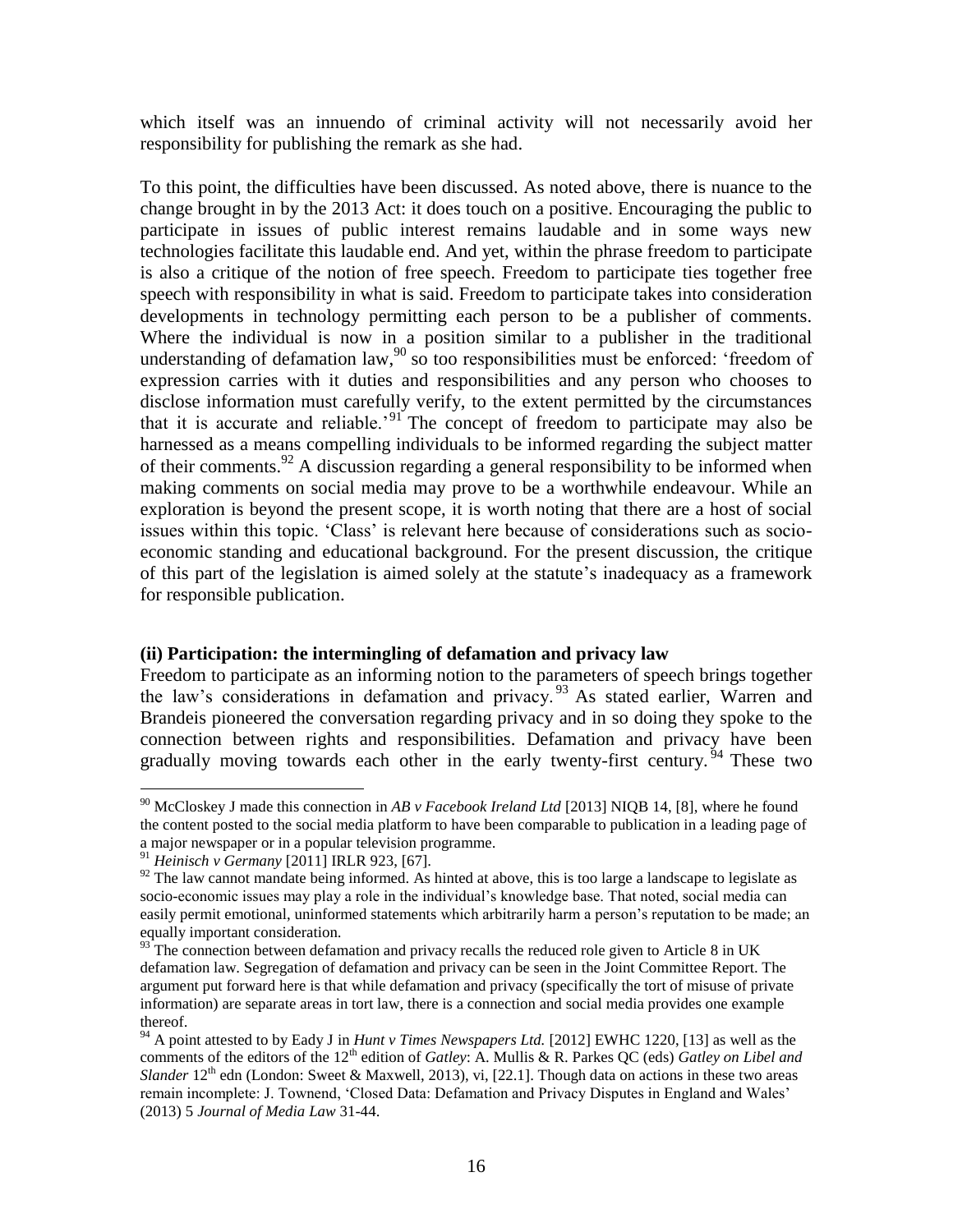which itself was an innuendo of criminal activity will not necessarily avoid her responsibility for publishing the remark as she had.

To this point, the difficulties have been discussed. As noted above, there is nuance to the change brought in by the 2013 Act: it does touch on a positive. Encouraging the public to participate in issues of public interest remains laudable and in some ways new technologies facilitate this laudable end. And yet, within the phrase freedom to participate is also a critique of the notion of free speech. Freedom to participate ties together free speech with responsibility in what is said. Freedom to participate takes into consideration developments in technology permitting each person to be a publisher of comments. Where the individual is now in a position similar to a publisher in the traditional understanding of defamation law,[90] so too responsibilities must be enforced: 'freedom of expression carries with it duties and responsibilities and any person who chooses to disclose information must carefully verify, to the extent permitted by the circumstances that it is accurate and reliable.'[91] The concept of freedom to participate may also be harnessed as a means compelling individuals to be informed regarding the subject matter of their comments.[92] A discussion regarding a general responsibility to be informed when making comments on social media may prove to be a worthwhile endeavour. While an exploration is beyond the present scope, it is worth noting that there are a host of social issues within this topic. 'Class' is relevant here because of considerations such as socio-economic standing and educational background. For the present discussion, the critique of this part of the legislation is aimed solely at the statute's inadequacy as a framework for responsible publication.

**(ii) Participation: the intermingling of defamation and privacy law**

Freedom to participate as an informing notion to the parameters of speech brings together the law's considerations in defamation and privacy.[93] As stated earlier, Warren and Brandeis pioneered the conversation regarding privacy and in so doing they spoke to the connection between rights and responsibilities. Defamation and privacy have been gradually moving towards each other in the early twenty-first century.[94] These two

---

[90] McCloskey J made this connection in *AB v Facebook Ireland Ltd* [2013] NIQB 14, [8], where he found the content posted to the social media platform to have been comparable to publication in a leading page of a major newspaper or in a popular television programme.

[91] *Heinisch v Germany* [2011] IRLR 923, [67].

[92] The law cannot mandate being informed. As hinted at above, this is too large a landscape to legislate as socio-economic issues may play a role in the individual's knowledge base. That noted, social media can easily permit emotional, uninformed statements which arbitrarily harm a person's reputation to be made; an equally important consideration.

[93] The connection between defamation and privacy recalls the reduced role given to Article 8 in UK defamation law. Segregation of defamation and privacy can be seen in the Joint Committee Report. The argument put forward here is that while defamation and privacy (specifically the tort of misuse of private information) are separate areas in tort law, there is a connection and social media provides one example thereof.

[94] A point attested to by Eady J in *Hunt v Times Newspapers Ltd.* [2012] EWHC 1220, [13] as well as the comments of the editors of the 12th edition of *Gatley*: A. Mullis & R. Parkes QC (eds) *Gatley on Libel and Slander* 12th edn (London: Sweet & Maxwell, 2013), vi, [22.1]. Though data on actions in these two areas remain incomplete: J. Townend, 'Closed Data: Defamation and Privacy Disputes in England and Wales' (2013) 5 *Journal of Media Law* 31-44.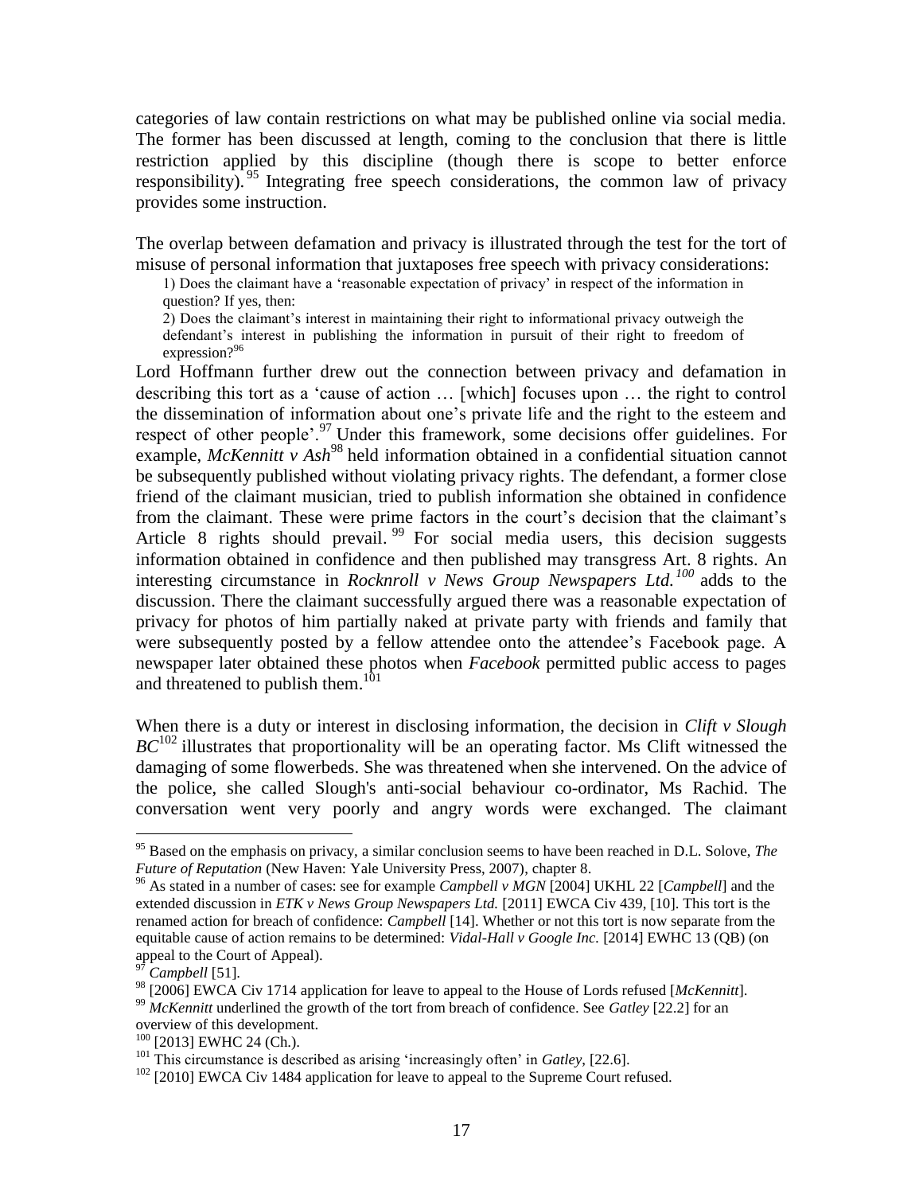categories of law contain restrictions on what may be published online via social media. The former has been discussed at length, coming to the conclusion that there is little restriction applied by this discipline (though there is scope to better enforce responsibility).[95] Integrating free speech considerations, the common law of privacy provides some instruction.

The overlap between defamation and privacy is illustrated through the test for the tort of misuse of personal information that juxtaposes free speech with privacy considerations:

> 1) Does the claimant have a 'reasonable expectation of privacy' in respect of the information in question? If yes, then:
>
> 2) Does the claimant's interest in maintaining their right to informational privacy outweigh the defendant's interest in publishing the information in pursuit of their right to freedom of expression?[96]

Lord Hoffmann further drew out the connection between privacy and defamation in describing this tort as a 'cause of action … [which] focuses upon … the right to control the dissemination of information about one's private life and the right to the esteem and respect of other people'.[97] Under this framework, some decisions offer guidelines. For example, *McKennitt v Ash*[98] held information obtained in a confidential situation cannot be subsequently published without violating privacy rights. The defendant, a former close friend of the claimant musician, tried to publish information she obtained in confidence from the claimant. These were prime factors in the court's decision that the claimant's Article 8 rights should prevail.[99] For social media users, this decision suggests information obtained in confidence and then published may transgress Art. 8 rights. An interesting circumstance in *Rocknroll v News Group Newspapers Ltd.*[100] adds to the discussion. There the claimant successfully argued there was a reasonable expectation of privacy for photos of him partially naked at private party with friends and family that were subsequently posted by a fellow attendee onto the attendee's Facebook page. A newspaper later obtained these photos when *Facebook* permitted public access to pages and threatened to publish them.[101]

When there is a duty or interest in disclosing information, the decision in *Clift v Slough BC*[102] illustrates that proportionality will be an operating factor. Ms Clift witnessed the damaging of some flowerbeds. She was threatened when she intervened. On the advice of the police, she called Slough's anti-social behaviour co-ordinator, Ms Rachid. The conversation went very poorly and angry words were exchanged. The claimant

---

[95] Based on the emphasis on privacy, a similar conclusion seems to have been reached in D.L. Solove, *The Future of Reputation* (New Haven: Yale University Press, 2007), chapter 8.

[96] As stated in a number of cases: see for example *Campbell v MGN* [2004] UKHL 22 [*Campbell*] and the extended discussion in *ETK v News Group Newspapers Ltd.* [2011] EWCA Civ 439, [10]. This tort is the renamed action for breach of confidence: *Campbell* [14]. Whether or not this tort is now separate from the equitable cause of action remains to be determined: *Vidal-Hall v Google Inc.* [2014] EWHC 13 (QB) (on appeal to the Court of Appeal).

[97] *Campbell* [51].

[98] [2006] EWCA Civ 1714 application for leave to appeal to the House of Lords refused [*McKennitt*].

[99] *McKennitt* underlined the growth of the tort from breach of confidence. See *Gatley* [22.2] for an overview of this development.

[100] [2013] EWHC 24 (Ch.).

[101] This circumstance is described as arising 'increasingly often' in *Gatley*, [22.6].

[102] [2010] EWCA Civ 1484 application for leave to appeal to the Supreme Court refused.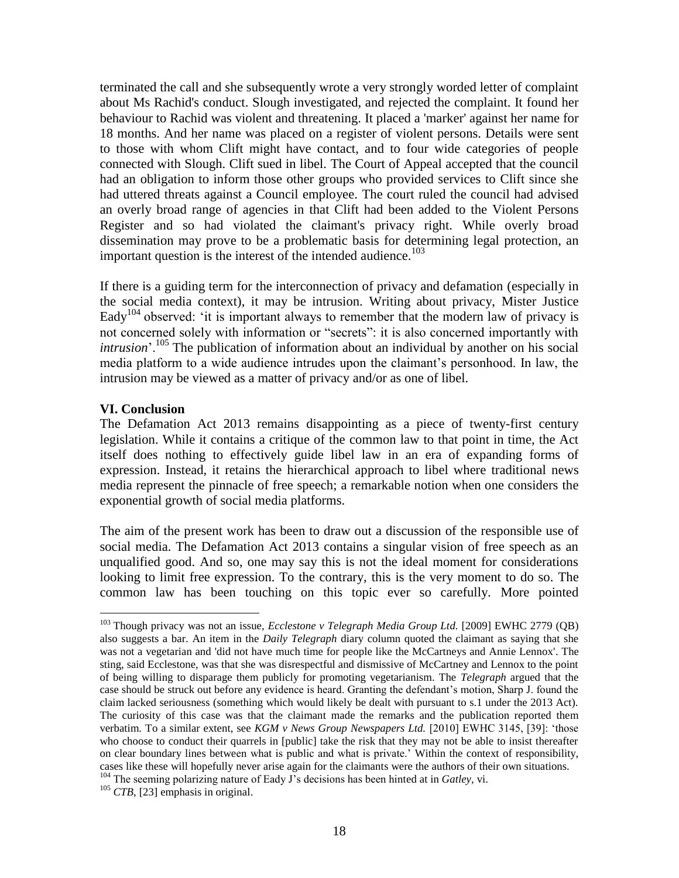terminated the call and she subsequently wrote a very strongly worded letter of complaint about Ms Rachid's conduct. Slough investigated, and rejected the complaint. It found her behaviour to Rachid was violent and threatening. It placed a 'marker' against her name for 18 months. And her name was placed on a register of violent persons. Details were sent to those with whom Clift might have contact, and to four wide categories of people connected with Slough. Clift sued in libel. The Court of Appeal accepted that the council had an obligation to inform those other groups who provided services to Clift since she had uttered threats against a Council employee. The court ruled the council had advised an overly broad range of agencies in that Clift had been added to the Violent Persons Register and so had violated the claimant's privacy right. While overly broad dissemination may prove to be a problematic basis for determining legal protection, an important question is the interest of the intended audience.[103]

If there is a guiding term for the interconnection of privacy and defamation (especially in the social media context), it may be intrusion. Writing about privacy, Mister Justice Eady[104] observed: 'it is important always to remember that the modern law of privacy is not concerned solely with information or "secrets": it is also concerned importantly with *intrusion*'.[105] The publication of information about an individual by another on his social media platform to a wide audience intrudes upon the claimant's personhood. In law, the intrusion may be viewed as a matter of privacy and/or as one of libel.

## VI. Conclusion

The Defamation Act 2013 remains disappointing as a piece of twenty-first century legislation. While it contains a critique of the common law to that point in time, the Act itself does nothing to effectively guide libel law in an era of expanding forms of expression. Instead, it retains the hierarchical approach to libel where traditional news media represent the pinnacle of free speech; a remarkable notion when one considers the exponential growth of social media platforms.

The aim of the present work has been to draw out a discussion of the responsible use of social media. The Defamation Act 2013 contains a singular vision of free speech as an unqualified good. And so, one may say this is not the ideal moment for considerations looking to limit free expression. To the contrary, this is the very moment to do so. The common law has been touching on this topic ever so carefully. More pointed

---

[103] Though privacy was not an issue, *Ecclestone v Telegraph Media Group Ltd.* [2009] EWHC 2779 (QB) also suggests a bar. An item in the *Daily Telegraph* diary column quoted the claimant as saying that she was not a vegetarian and 'did not have much time for people like the McCartneys and Annie Lennox'. The sting, said Ecclestone, was that she was disrespectful and dismissive of McCartney and Lennox to the point of being willing to disparage them publicly for promoting vegetarianism. The *Telegraph* argued that the case should be struck out before any evidence is heard. Granting the defendant's motion, Sharp J. found the claim lacked seriousness (something which would likely be dealt with pursuant to s.1 under the 2013 Act). The curiosity of this case was that the claimant made the remarks and the publication reported them verbatim. To a similar extent, see *KGM v News Group Newspapers Ltd.* [2010] EWHC 3145, [39]: 'those who choose to conduct their quarrels in [public] take the risk that they may not be able to insist thereafter on clear boundary lines between what is public and what is private.' Within the context of responsibility, cases like these will hopefully never arise again for the claimants were the authors of their own situations.

[104] The seeming polarizing nature of Eady J's decisions has been hinted at in *Gatley*, vi.

[105] *CTB*, [23] emphasis in original.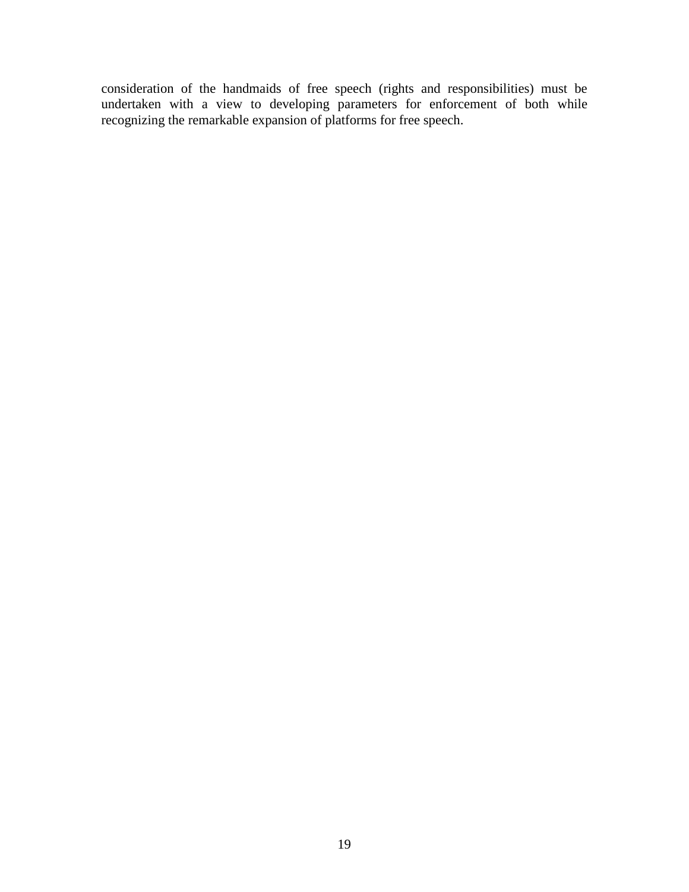consideration of the handmaids of free speech (rights and responsibilities) must be undertaken with a view to developing parameters for enforcement of both while recognizing the remarkable expansion of platforms for free speech.